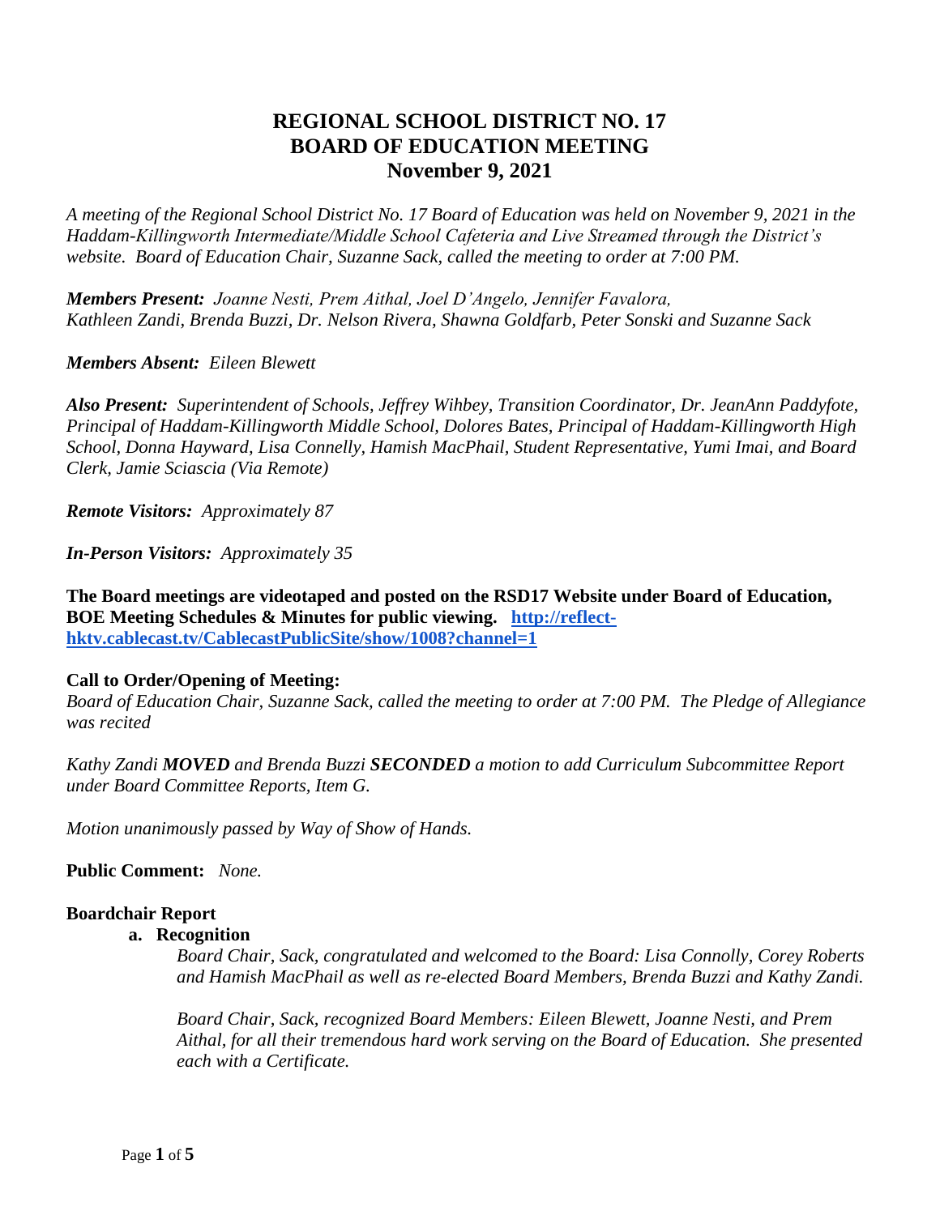# REGIONAL SCHOOL DISTRICT NO. 17
# BOARD OF EDUCATION MEETING
# November 9, 2021

*A meeting of the Regional School District No. 17 Board of Education was held on November 9, 2021 in the Haddam-Killingworth Intermediate/Middle School Cafeteria and Live Streamed through the District's website. Board of Education Chair, Suzanne Sack, called the meeting to order at 7:00 PM.*

***Members Present:*** *Joanne Nesti, Prem Aithal, Joel D'Angelo, Jennifer Favalora, Kathleen Zandi, Brenda Buzzi, Dr. Nelson Rivera, Shawna Goldfarb, Peter Sonski and Suzanne Sack*

***Members Absent:*** *Eileen Blewett*

***Also Present:*** *Superintendent of Schools, Jeffrey Wihbey, Transition Coordinator, Dr. JeanAnn Paddyfote, Principal of Haddam-Killingworth Middle School, Dolores Bates, Principal of Haddam-Killingworth High School, Donna Hayward, Lisa Connelly, Hamish MacPhail, Student Representative, Yumi Imai, and Board Clerk, Jamie Sciascia (Via Remote)*

***Remote Visitors:*** *Approximately 87*

***In-Person Visitors:*** *Approximately 35*

**The Board meetings are videotaped and posted on the RSD17 Website under Board of Education, BOE Meeting Schedules & Minutes for public viewing. [http://reflect-hktv.cablecast.tv/CablecastPublicSite/show/1008?channel=1](http://reflect-hktv.cablecast.tv/CablecastPublicSite/show/1008?channel=1)**

**Call to Order/Opening of Meeting:**

*Board of Education Chair, Suzanne Sack, called the meeting to order at 7:00 PM. The Pledge of Allegiance was recited*

*Kathy Zandi **MOVED** and Brenda Buzzi **SECONDED** a motion to add Curriculum Subcommittee Report under Board Committee Reports, Item G.*

*Motion unanimously passed by Way of Show of Hands.*

**Public Comment:** *None.*

**Boardchair Report**

**a. Recognition**

*Board Chair, Sack, congratulated and welcomed to the Board: Lisa Connolly, Corey Roberts and Hamish MacPhail as well as re-elected Board Members, Brenda Buzzi and Kathy Zandi.*

*Board Chair, Sack, recognized Board Members: Eileen Blewett, Joanne Nesti, and Prem Aithal, for all their tremendous hard work serving on the Board of Education. She presented each with a Certificate.*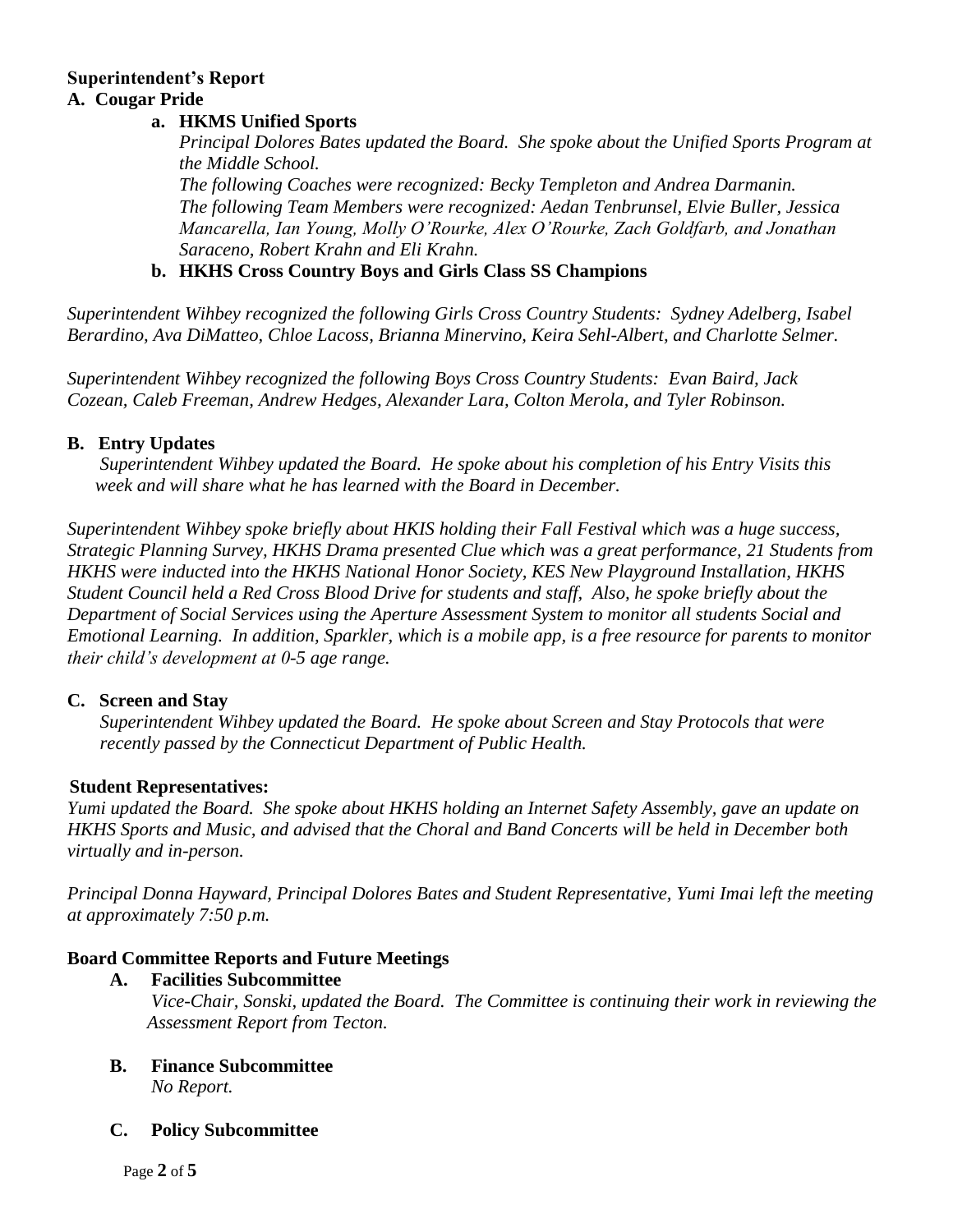**Superintendent's Report**

**A. Cougar Pride**

**a. HKMS Unified Sports**

*Principal Dolores Bates updated the Board. She spoke about the Unified Sports Program at the Middle School.*

*The following Coaches were recognized: Becky Templeton and Andrea Darmanin.*

*The following Team Members were recognized: Aedan Tenbrunsel, Elvie Buller, Jessica Mancarella, Ian Young, Molly O'Rourke, Alex O'Rourke, Zach Goldfarb, and Jonathan Saraceno, Robert Krahn and Eli Krahn.*

**b. HKHS Cross Country Boys and Girls Class SS Champions**

*Superintendent Wihbey recognized the following Girls Cross Country Students: Sydney Adelberg, Isabel Berardino, Ava DiMatteo, Chloe Lacoss, Brianna Minervino, Keira Sehl-Albert, and Charlotte Selmer.*

*Superintendent Wihbey recognized the following Boys Cross Country Students: Evan Baird, Jack Cozean, Caleb Freeman, Andrew Hedges, Alexander Lara, Colton Merola, and Tyler Robinson.*

**B. Entry Updates**

*Superintendent Wihbey updated the Board. He spoke about his completion of his Entry Visits this week and will share what he has learned with the Board in December.*

*Superintendent Wihbey spoke briefly about HKIS holding their Fall Festival which was a huge success, Strategic Planning Survey, HKHS Drama presented Clue which was a great performance, 21 Students from HKHS were inducted into the HKHS National Honor Society, KES New Playground Installation, HKHS Student Council held a Red Cross Blood Drive for students and staff, Also, he spoke briefly about the Department of Social Services using the Aperture Assessment System to monitor all students Social and Emotional Learning. In addition, Sparkler, which is a mobile app, is a free resource for parents to monitor their child's development at 0-5 age range.*

**C. Screen and Stay**

*Superintendent Wihbey updated the Board. He spoke about Screen and Stay Protocols that were recently passed by the Connecticut Department of Public Health.*

**Student Representatives:**

*Yumi updated the Board. She spoke about HKHS holding an Internet Safety Assembly, gave an update on HKHS Sports and Music, and advised that the Choral and Band Concerts will be held in December both virtually and in-person.*

*Principal Donna Hayward, Principal Dolores Bates and Student Representative, Yumi Imai left the meeting at approximately 7:50 p.m.*

**Board Committee Reports and Future Meetings**

**A. Facilities Subcommittee**

*Vice-Chair, Sonski, updated the Board. The Committee is continuing their work in reviewing the Assessment Report from Tecton.*

**B. Finance Subcommittee**

*No Report.*

**C. Policy Subcommittee**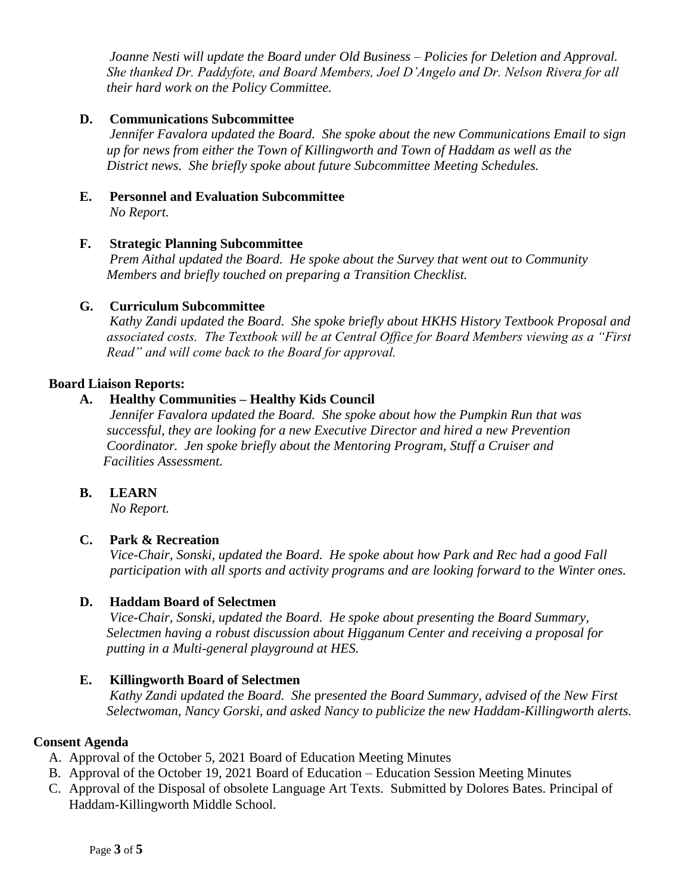*Joanne Nesti will update the Board under Old Business – Policies for Deletion and Approval. She thanked Dr. Paddyfote, and Board Members, Joel D'Angelo and Dr. Nelson Rivera for all their hard work on the Policy Committee.*

**D. Communications Subcommittee**

*Jennifer Favalora updated the Board. She spoke about the new Communications Email to sign up for news from either the Town of Killingworth and Town of Haddam as well as the District news. She briefly spoke about future Subcommittee Meeting Schedules.*

**E. Personnel and Evaluation Subcommittee**

*No Report.*

**F. Strategic Planning Subcommittee**

*Prem Aithal updated the Board. He spoke about the Survey that went out to Community Members and briefly touched on preparing a Transition Checklist.*

**G. Curriculum Subcommittee**

*Kathy Zandi updated the Board. She spoke briefly about HKHS History Textbook Proposal and associated costs. The Textbook will be at Central Office for Board Members viewing as a "First Read" and will come back to the Board for approval.*

**Board Liaison Reports:**

**A. Healthy Communities – Healthy Kids Council**

*Jennifer Favalora updated the Board. She spoke about how the Pumpkin Run that was successful, they are looking for a new Executive Director and hired a new Prevention Coordinator. Jen spoke briefly about the Mentoring Program, Stuff a Cruiser and Facilities Assessment.*

**B. LEARN**

*No Report.*

**C. Park & Recreation**

*Vice-Chair, Sonski, updated the Board. He spoke about how Park and Rec had a good Fall participation with all sports and activity programs and are looking forward to the Winter ones.*

**D. Haddam Board of Selectmen**

*Vice-Chair, Sonski, updated the Board. He spoke about presenting the Board Summary, Selectmen having a robust discussion about Higganum Center and receiving a proposal for putting in a Multi-general playground at HES.*

**E. Killingworth Board of Selectmen**

*Kathy Zandi updated the Board. She presented the Board Summary, advised of the New First Selectwoman, Nancy Gorski, and asked Nancy to publicize the new Haddam-Killingworth alerts.*

**Consent Agenda**

A. Approval of the October 5, 2021 Board of Education Meeting Minutes
B. Approval of the October 19, 2021 Board of Education – Education Session Meeting Minutes
C. Approval of the Disposal of obsolete Language Art Texts. Submitted by Dolores Bates. Principal of Haddam-Killingworth Middle School.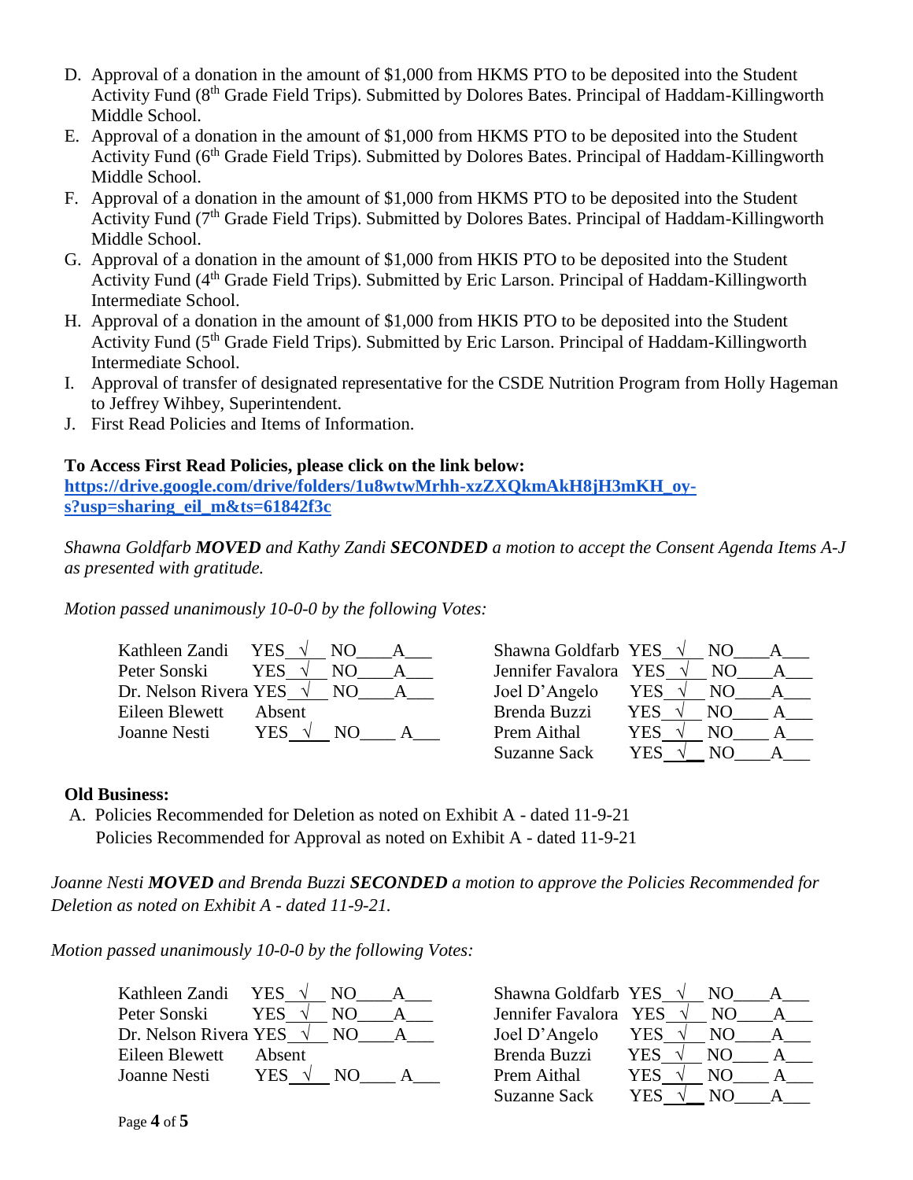D. Approval of a donation in the amount of $1,000 from HKMS PTO to be deposited into the Student Activity Fund (8th Grade Field Trips). Submitted by Dolores Bates. Principal of Haddam-Killingworth Middle School.
E. Approval of a donation in the amount of $1,000 from HKMS PTO to be deposited into the Student Activity Fund (6th Grade Field Trips). Submitted by Dolores Bates. Principal of Haddam-Killingworth Middle School.
F. Approval of a donation in the amount of $1,000 from HKMS PTO to be deposited into the Student Activity Fund (7th Grade Field Trips). Submitted by Dolores Bates. Principal of Haddam-Killingworth Middle School.
G. Approval of a donation in the amount of $1,000 from HKIS PTO to be deposited into the Student Activity Fund (4th Grade Field Trips). Submitted by Eric Larson. Principal of Haddam-Killingworth Intermediate School.
H. Approval of a donation in the amount of $1,000 from HKIS PTO to be deposited into the Student Activity Fund (5th Grade Field Trips). Submitted by Eric Larson. Principal of Haddam-Killingworth Intermediate School.
I. Approval of transfer of designated representative for the CSDE Nutrition Program from Holly Hageman to Jeffrey Wihbey, Superintendent.
J. First Read Policies and Items of Information.

**To Access First Read Policies, please click on the link below:**
**https://drive.google.com/drive/folders/1u8wtwMrhh-xzZXQkmAkH8jH3mKH_oy-s?usp=sharing_eil_m&ts=61842f3c**

*Shawna Goldfarb **MOVED** and Kathy Zandi **SECONDED** a motion to accept the Consent Agenda Items A-J as presented with gratitude.*

*Motion passed unanimously 10-0-0 by the following Votes:*

| Member | Vote | Member | Vote |
|---|---|---|---|
| Kathleen Zandi | YES √ NO___ A___ | Shawna Goldfarb | YES √ NO___ A___ |
| Peter Sonski | YES √ NO___ A___ | Jennifer Favalora | YES √ NO___ A___ |
| Dr. Nelson Rivera | YES √ NO___ A___ | Joel D'Angelo | YES √ NO___ A___ |
| Eileen Blewett | Absent | Brenda Buzzi | YES √ NO___ A___ |
| Joanne Nesti | YES √ NO___ A___ | Prem Aithal | YES √ NO___ A___ |
| | | Suzanne Sack | YES √ NO___ A___ |

**Old Business:**

A. Policies Recommended for Deletion as noted on Exhibit A - dated 11-9-21
Policies Recommended for Approval as noted on Exhibit A - dated 11-9-21

*Joanne Nesti **MOVED** and Brenda Buzzi **SECONDED** a motion to approve the Policies Recommended for Deletion as noted on Exhibit A - dated 11-9-21.*

*Motion passed unanimously 10-0-0 by the following Votes:*

| Member | Vote | Member | Vote |
|---|---|---|---|
| Kathleen Zandi | YES √ NO___ A___ | Shawna Goldfarb | YES √ NO___ A___ |
| Peter Sonski | YES √ NO___ A___ | Jennifer Favalora | YES √ NO___ A___ |
| Dr. Nelson Rivera | YES √ NO___ A___ | Joel D'Angelo | YES √ NO___ A___ |
| Eileen Blewett | Absent | Brenda Buzzi | YES √ NO___ A___ |
| Joanne Nesti | YES √ NO___ A___ | Prem Aithal | YES √ NO___ A___ |
| | | Suzanne Sack | YES √ NO___ A___ |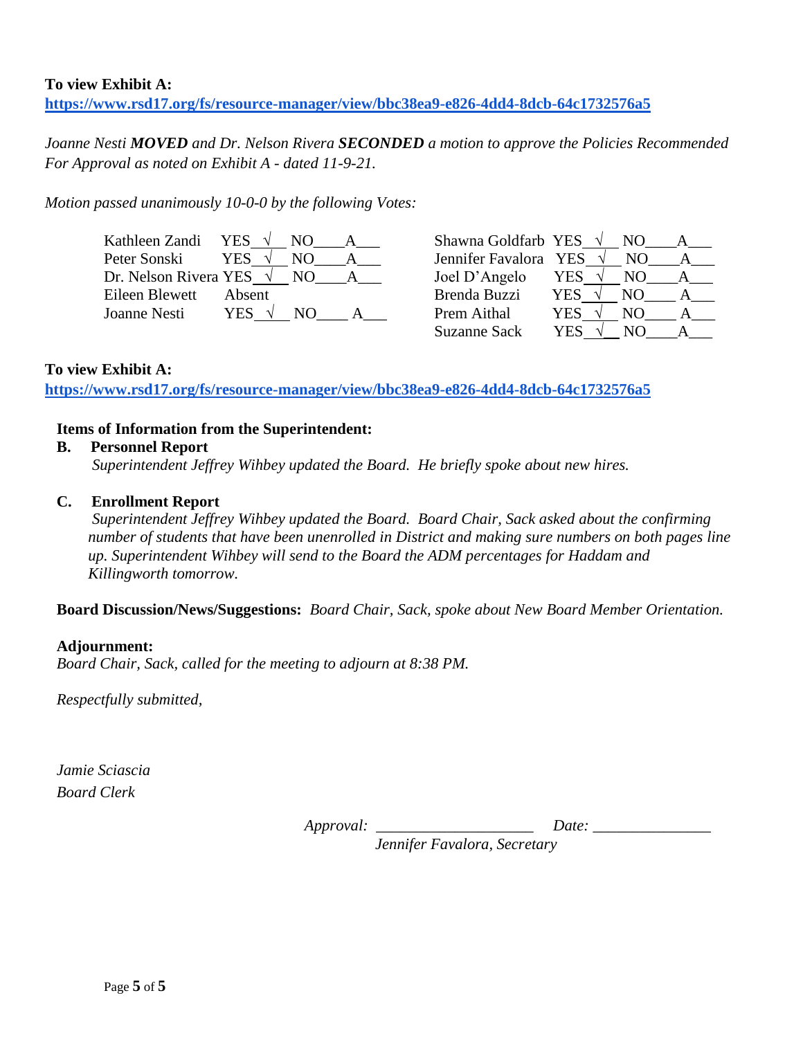**To view Exhibit A:**
**https://www.rsd17.org/fs/resource-manager/view/bbc38ea9-e826-4dd4-8dcb-64c1732576a5**

*Joanne Nesti **MOVED** and Dr. Nelson Rivera **SECONDED** a motion to approve the Policies Recommended For Approval as noted on Exhibit A - dated 11-9-21.*

*Motion passed unanimously 10-0-0 by the following Votes:*

| | | | |
|---|---|---|---|
| Kathleen Zandi | YES √ NO___ A___ | Shawna Goldfarb | YES √ NO___ A___ |
| Peter Sonski | YES √ NO___ A___ | Jennifer Favalora | YES √ NO___ A___ |
| Dr. Nelson Rivera | YES √ NO___ A___ | Joel D'Angelo | YES √ NO___ A___ |
| Eileen Blewett | Absent | Brenda Buzzi | YES √ NO___ A___ |
| Joanne Nesti | YES √ NO___ A___ | Prem Aithal | YES √ NO___ A___ |
| | | Suzanne Sack | YES √ NO___ A___ |

**To view Exhibit A:**
**https://www.rsd17.org/fs/resource-manager/view/bbc38ea9-e826-4dd4-8dcb-64c1732576a5**

**Items of Information from the Superintendent:**

**B. Personnel Report**
*Superintendent Jeffrey Wihbey updated the Board. He briefly spoke about new hires.*

**C. Enrollment Report**
*Superintendent Jeffrey Wihbey updated the Board. Board Chair, Sack asked about the confirming number of students that have been unenrolled in District and making sure numbers on both pages line up. Superintendent Wihbey will send to the Board the ADM percentages for Haddam and Killingworth tomorrow.*

**Board Discussion/News/Suggestions:** *Board Chair, Sack, spoke about New Board Member Orientation.*

**Adjournment:**
*Board Chair, Sack, called for the meeting to adjourn at 8:38 PM.*

*Respectfully submitted,*

*Jamie Sciascia*
*Board Clerk*

*Approval:* ____________________ *Date:* _______________
*Jennifer Favalora, Secretary*